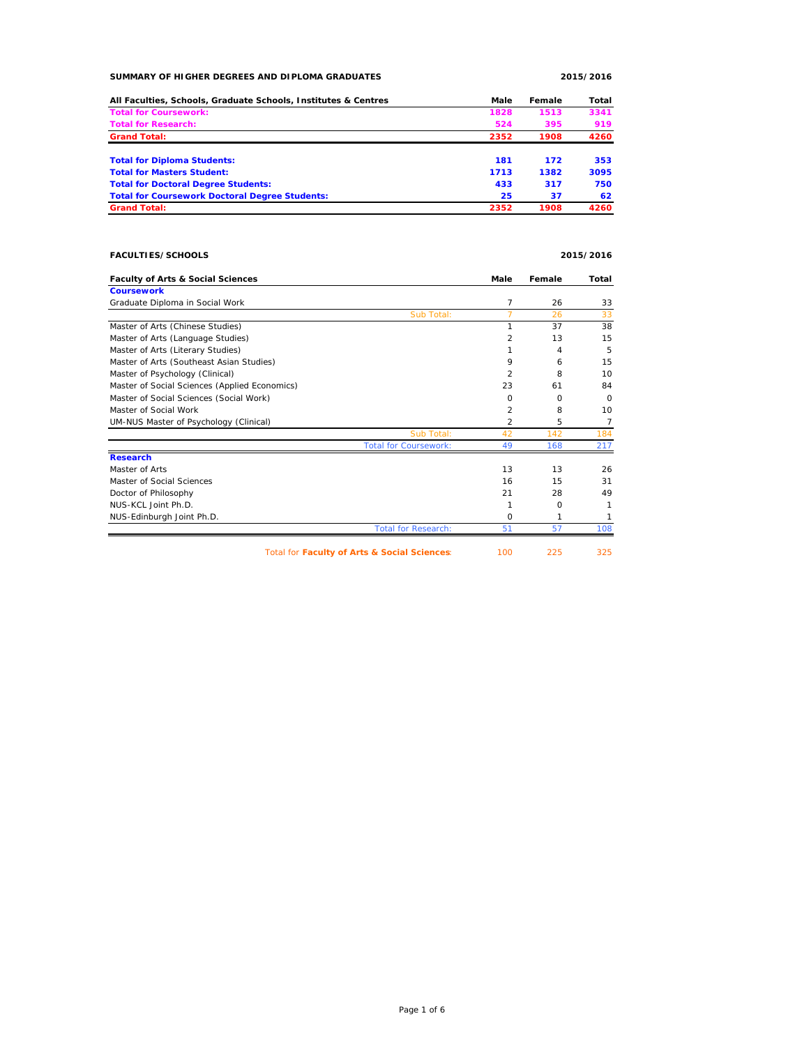**SUMMARY OF HIGHER DEGREES AND DIPLOMA GRADUATES** **2015/2016**

| All Faculties, Schools, Graduate Schools, Institutes & Centres | Male | Female | Total |
|---|---|---|---|
| **Total for Coursework:** | 1828 | 1513 | 3341 |
| **Total for Research:** | 524 | 395 | 919 |
| **Grand Total:** | 2352 | 1908 | 4260 |
| | | | |
| **Total for Diploma Students:** | 181 | 172 | 353 |
| **Total for Masters Student:** | 1713 | 1382 | 3095 |
| **Total for Doctoral Degree Students:** | 433 | 317 | 750 |
| **Total for Coursework Doctoral Degree Students:** | 25 | 37 | 62 |
| **Grand Total:** | 2352 | 1908 | 4260 |

**FACULTIES/SCHOOLS** **2015/2016**

| Faculty of Arts & Social Sciences | Male | Female | Total |
|---|---|---|---|
| **Coursework** | | | |
| Graduate Diploma in Social Work | 7 | 26 | 33 |
| Sub Total: | 7 | 26 | 33 |
| Master of Arts (Chinese Studies) | 1 | 37 | 38 |
| Master of Arts (Language Studies) | 2 | 13 | 15 |
| Master of Arts (Literary Studies) | 1 | 4 | 5 |
| Master of Arts (Southeast Asian Studies) | 9 | 6 | 15 |
| Master of Psychology (Clinical) | 2 | 8 | 10 |
| Master of Social Sciences (Applied Economics) | 23 | 61 | 84 |
| Master of Social Sciences (Social Work) | 0 | 0 | 0 |
| Master of Social Work | 2 | 8 | 10 |
| UM-NUS Master of Psychology (Clinical) | 2 | 5 | 7 |
| Sub Total: | 42 | 142 | 184 |
| Total for Coursework: | 49 | 168 | 217 |
| **Research** | | | |
| Master of Arts | 13 | 13 | 26 |
| Master of Social Sciences | 16 | 15 | 31 |
| Doctor of Philosophy | 21 | 28 | 49 |
| NUS-KCL Joint Ph.D. | 1 | 0 | 1 |
| NUS-Edinburgh Joint Ph.D. | 0 | 1 | 1 |
| Total for Research: | 51 | 57 | 108 |
| | | | |
| Total for **Faculty of Arts & Social Sciences**: | 100 | 225 | 325 |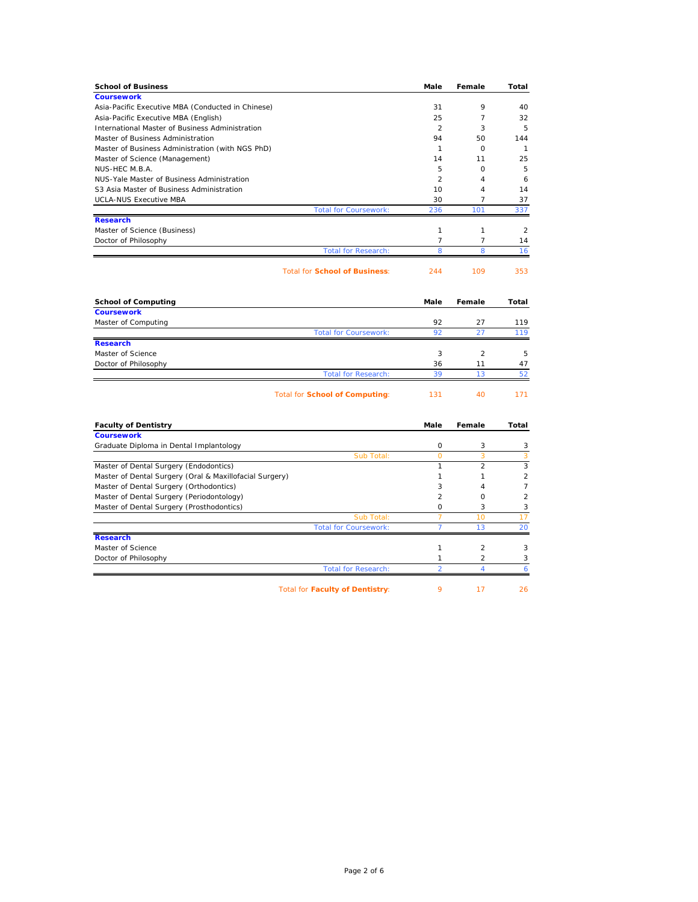| School of Business | Male | Female | Total |
|---|---|---|---|
| **Coursework** | | | |
| Asia-Pacific Executive MBA (Conducted in Chinese) | 31 | 9 | 40 |
| Asia-Pacific Executive MBA (English) | 25 | 7 | 32 |
| International Master of Business Administration | 2 | 3 | 5 |
| Master of Business Administration | 94 | 50 | 144 |
| Master of Business Administration (with NGS PhD) | 1 | 0 | 1 |
| Master of Science (Management) | 14 | 11 | 25 |
| NUS-HEC M.B.A. | 5 | 0 | 5 |
| NUS-Yale Master of Business Administration | 2 | 4 | 6 |
| S3 Asia Master of Business Administration | 10 | 4 | 14 |
| UCLA-NUS Executive MBA | 30 | 7 | 37 |
| Total for Coursework: | 236 | 101 | 337 |
| **Research** | | | |
| Master of Science (Business) | 1 | 1 | 2 |
| Doctor of Philosophy | 7 | 7 | 14 |
| Total for Research: | 8 | 8 | 16 |
| Total for **School of Business**: | 244 | 109 | 353 |

| School of Computing | Male | Female | Total |
|---|---|---|---|
| **Coursework** | | | |
| Master of Computing | 92 | 27 | 119 |
| Total for Coursework: | 92 | 27 | 119 |
| **Research** | | | |
| Master of Science | 3 | 2 | 5 |
| Doctor of Philosophy | 36 | 11 | 47 |
| Total for Research: | 39 | 13 | 52 |
| Total for **School of Computing**: | 131 | 40 | 171 |

| Faculty of Dentistry | Male | Female | Total |
|---|---|---|---|
| **Coursework** | | | |
| Graduate Diploma in Dental Implantology | 0 | 3 | 3 |
| Sub Total: | 0 | 3 | 3 |
| Master of Dental Surgery (Endodontics) | 1 | 2 | 3 |
| Master of Dental Surgery (Oral & Maxillofacial Surgery) | 1 | 1 | 2 |
| Master of Dental Surgery (Orthodontics) | 3 | 4 | 7 |
| Master of Dental Surgery (Periodontology) | 2 | 0 | 2 |
| Master of Dental Surgery (Prosthodontics) | 0 | 3 | 3 |
| Sub Total: | 7 | 10 | 17 |
| Total for Coursework: | 7 | 13 | 20 |
| **Research** | | | |
| Master of Science | 1 | 2 | 3 |
| Doctor of Philosophy | 1 | 2 | 3 |
| Total for Research: | 2 | 4 | 6 |
| Total for **Faculty of Dentistry**: | 9 | 17 | 26 |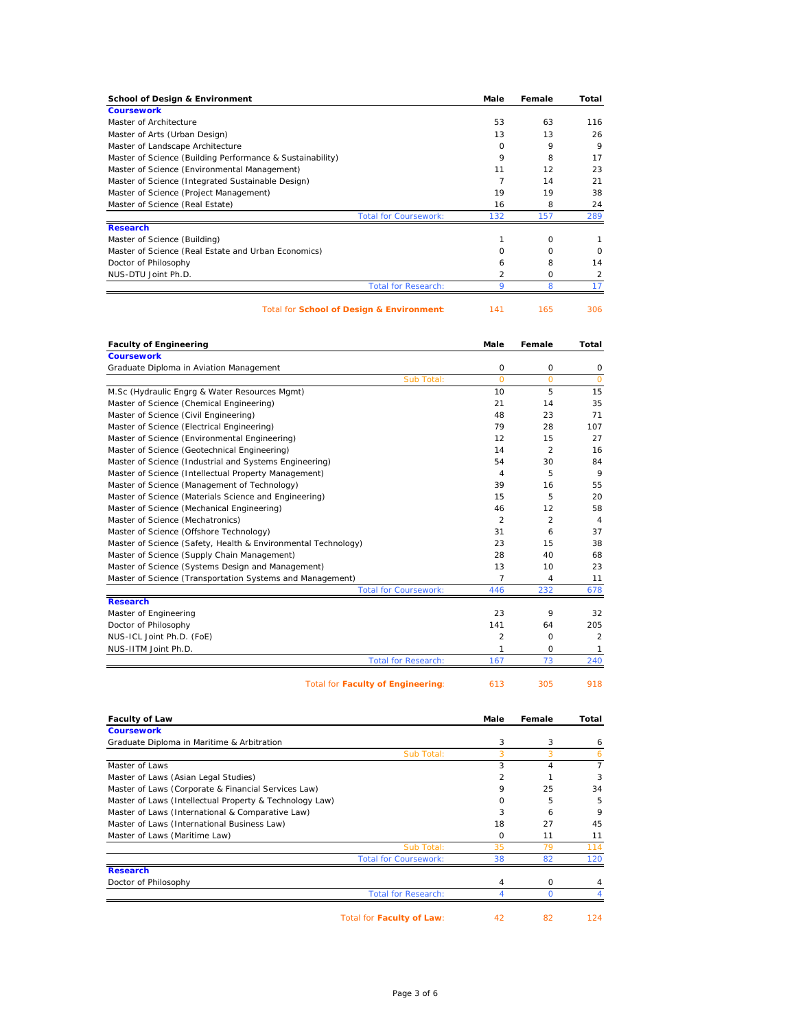| School of Design & Environment | Male | Female | Total |
|---|---|---|---|
| **Coursework** | | | |
| Master of Architecture | 53 | 63 | 116 |
| Master of Arts (Urban Design) | 13 | 13 | 26 |
| Master of Landscape Architecture | 0 | 9 | 9 |
| Master of Science (Building Performance & Sustainability) | 9 | 8 | 17 |
| Master of Science (Environmental Management) | 11 | 12 | 23 |
| Master of Science (Integrated Sustainable Design) | 7 | 14 | 21 |
| Master of Science (Project Management) | 19 | 19 | 38 |
| Master of Science (Real Estate) | 16 | 8 | 24 |
| Total for Coursework: | 132 | 157 | 289 |
| **Research** | | | |
| Master of Science (Building) | 1 | 0 | 1 |
| Master of Science (Real Estate and Urban Economics) | 0 | 0 | 0 |
| Doctor of Philosophy | 6 | 8 | 14 |
| NUS-DTU Joint Ph.D. | 2 | 0 | 2 |
| Total for Research: | 9 | 8 | 17 |
| Total for **School of Design & Environment**: | 141 | 165 | 306 |

| Faculty of Engineering | Male | Female | Total |
|---|---|---|---|
| **Coursework** | | | |
| Graduate Diploma in Aviation Management | 0 | 0 | 0 |
| Sub Total: | 0 | 0 | 0 |
| M.Sc (Hydraulic Engrg & Water Resources Mgmt) | 10 | 5 | 15 |
| Master of Science (Chemical Engineering) | 21 | 14 | 35 |
| Master of Science (Civil Engineering) | 48 | 23 | 71 |
| Master of Science (Electrical Engineering) | 79 | 28 | 107 |
| Master of Science (Environmental Engineering) | 12 | 15 | 27 |
| Master of Science (Geotechnical Engineering) | 14 | 2 | 16 |
| Master of Science (Industrial and Systems Engineering) | 54 | 30 | 84 |
| Master of Science (Intellectual Property Management) | 4 | 5 | 9 |
| Master of Science (Management of Technology) | 39 | 16 | 55 |
| Master of Science (Materials Science and Engineering) | 15 | 5 | 20 |
| Master of Science (Mechanical Engineering) | 46 | 12 | 58 |
| Master of Science (Mechatronics) | 2 | 2 | 4 |
| Master of Science (Offshore Technology) | 31 | 6 | 37 |
| Master of Science (Safety, Health & Environmental Technology) | 23 | 15 | 38 |
| Master of Science (Supply Chain Management) | 28 | 40 | 68 |
| Master of Science (Systems Design and Management) | 13 | 10 | 23 |
| Master of Science (Transportation Systems and Management) | 7 | 4 | 11 |
| Total for Coursework: | 446 | 232 | 678 |
| **Research** | | | |
| Master of Engineering | 23 | 9 | 32 |
| Doctor of Philosophy | 141 | 64 | 205 |
| NUS-ICL Joint Ph.D. (FoE) | 2 | 0 | 2 |
| NUS-IITM Joint Ph.D. | 1 | 0 | 1 |
| Total for Research: | 167 | 73 | 240 |
| Total for **Faculty of Engineering**: | 613 | 305 | 918 |

| Faculty of Law | Male | Female | Total |
|---|---|---|---|
| **Coursework** | | | |
| Graduate Diploma in Maritime & Arbitration | 3 | 3 | 6 |
| Sub Total: | 3 | 3 | 6 |
| Master of Laws | 3 | 4 | 7 |
| Master of Laws (Asian Legal Studies) | 2 | 1 | 3 |
| Master of Laws (Corporate & Financial Services Law) | 9 | 25 | 34 |
| Master of Laws (Intellectual Property & Technology Law) | 0 | 5 | 5 |
| Master of Laws (International & Comparative Law) | 3 | 6 | 9 |
| Master of Laws (International Business Law) | 18 | 27 | 45 |
| Master of Laws (Maritime Law) | 0 | 11 | 11 |
| Sub Total: | 35 | 79 | 114 |
| Total for Coursework: | 38 | 82 | 120 |
| **Research** | | | |
| Doctor of Philosophy | 4 | 0 | 4 |
| Total for Research: | 4 | 0 | 4 |
| Total for **Faculty of Law**: | 42 | 82 | 124 |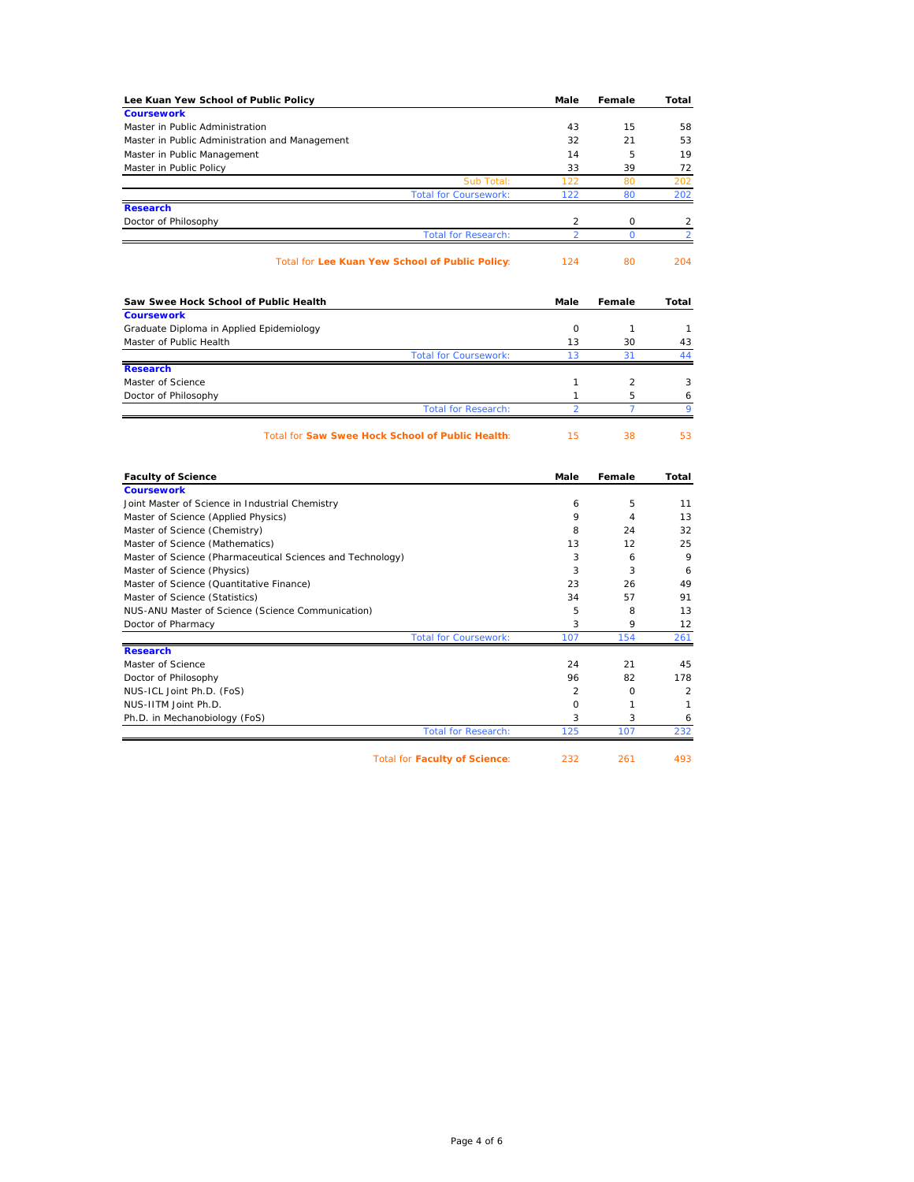| Lee Kuan Yew School of Public Policy | Male | Female | Total |
|---|---|---|---|
| **Coursework** | | | |
| Master in Public Administration | 43 | 15 | 58 |
| Master in Public Administration and Management | 32 | 21 | 53 |
| Master in Public Management | 14 | 5 | 19 |
| Master in Public Policy | 33 | 39 | 72 |
| Sub Total: | 122 | 80 | 202 |
| Total for Coursework: | 122 | 80 | 202 |
| **Research** | | | |
| Doctor of Philosophy | 2 | 0 | 2 |
| Total for Research: | 2 | 0 | 2 |
| Total for **Lee Kuan Yew School of Public Policy**: | 124 | 80 | 204 |

| Saw Swee Hock School of Public Health | Male | Female | Total |
|---|---|---|---|
| **Coursework** | | | |
| Graduate Diploma in Applied Epidemiology | 0 | 1 | 1 |
| Master of Public Health | 13 | 30 | 43 |
| Total for Coursework: | 13 | 31 | 44 |
| **Research** | | | |
| Master of Science | 1 | 2 | 3 |
| Doctor of Philosophy | 1 | 5 | 6 |
| Total for Research: | 2 | 7 | 9 |
| Total for **Saw Swee Hock School of Public Health**: | 15 | 38 | 53 |

| Faculty of Science | Male | Female | Total |
|---|---|---|---|
| **Coursework** | | | |
| Joint Master of Science in Industrial Chemistry | 6 | 5 | 11 |
| Master of Science (Applied Physics) | 9 | 4 | 13 |
| Master of Science (Chemistry) | 8 | 24 | 32 |
| Master of Science (Mathematics) | 13 | 12 | 25 |
| Master of Science (Pharmaceutical Sciences and Technology) | 3 | 6 | 9 |
| Master of Science (Physics) | 3 | 3 | 6 |
| Master of Science (Quantitative Finance) | 23 | 26 | 49 |
| Master of Science (Statistics) | 34 | 57 | 91 |
| NUS-ANU Master of Science (Science Communication) | 5 | 8 | 13 |
| Doctor of Pharmacy | 3 | 9 | 12 |
| Total for Coursework: | 107 | 154 | 261 |
| **Research** | | | |
| Master of Science | 24 | 21 | 45 |
| Doctor of Philosophy | 96 | 82 | 178 |
| NUS-ICL Joint Ph.D. (FoS) | 2 | 0 | 2 |
| NUS-IITM Joint Ph.D. | 0 | 1 | 1 |
| Ph.D. in Mechanobiology (FoS) | 3 | 3 | 6 |
| Total for Research: | 125 | 107 | 232 |
| Total for **Faculty of Science**: | 232 | 261 | 493 |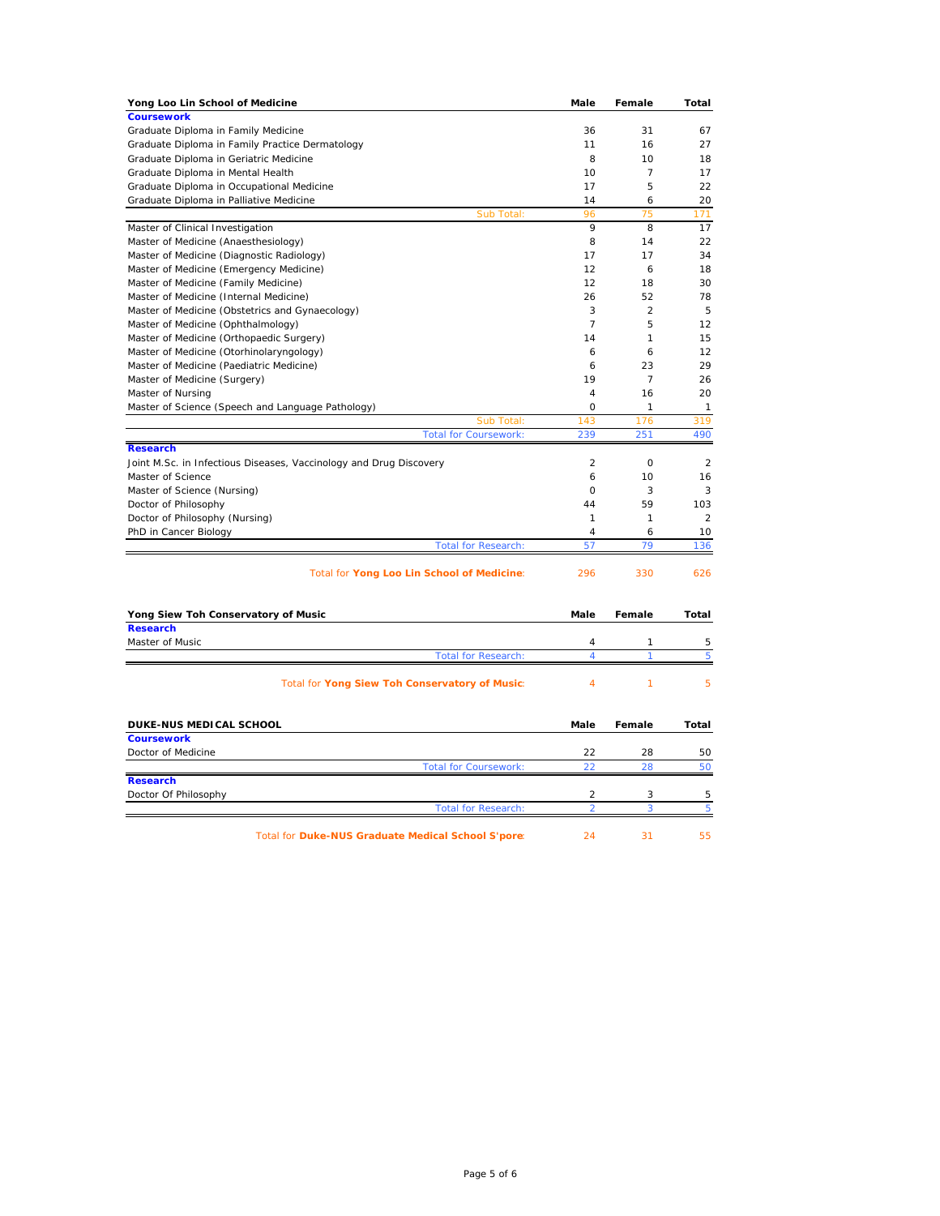| Yong Loo Lin School of Medicine | Male | Female | Total |
|---|---|---|---|
| **Coursework** | | | |
| Graduate Diploma in Family Medicine | 36 | 31 | 67 |
| Graduate Diploma in Family Practice Dermatology | 11 | 16 | 27 |
| Graduate Diploma in Geriatric Medicine | 8 | 10 | 18 |
| Graduate Diploma in Mental Health | 10 | 7 | 17 |
| Graduate Diploma in Occupational Medicine | 17 | 5 | 22 |
| Graduate Diploma in Palliative Medicine | 14 | 6 | 20 |
| Sub Total: | 96 | 75 | 171 |
| Master of Clinical Investigation | 9 | 8 | 17 |
| Master of Medicine (Anaesthesiology) | 8 | 14 | 22 |
| Master of Medicine (Diagnostic Radiology) | 17 | 17 | 34 |
| Master of Medicine (Emergency Medicine) | 12 | 6 | 18 |
| Master of Medicine (Family Medicine) | 12 | 18 | 30 |
| Master of Medicine (Internal Medicine) | 26 | 52 | 78 |
| Master of Medicine (Obstetrics and Gynaecology) | 3 | 2 | 5 |
| Master of Medicine (Ophthalmology) | 7 | 5 | 12 |
| Master of Medicine (Orthopaedic Surgery) | 14 | 1 | 15 |
| Master of Medicine (Otorhinolaryngology) | 6 | 6 | 12 |
| Master of Medicine (Paediatric Medicine) | 6 | 23 | 29 |
| Master of Medicine (Surgery) | 19 | 7 | 26 |
| Master of Nursing | 4 | 16 | 20 |
| Master of Science (Speech and Language Pathology) | 0 | 1 | 1 |
| Sub Total: | 143 | 176 | 319 |
| Total for Coursework: | 239 | 251 | 490 |
| **Research** | | | |
| Joint M.Sc. in Infectious Diseases, Vaccinology and Drug Discovery | 2 | 0 | 2 |
| Master of Science | 6 | 10 | 16 |
| Master of Science (Nursing) | 0 | 3 | 3 |
| Doctor of Philosophy | 44 | 59 | 103 |
| Doctor of Philosophy (Nursing) | 1 | 1 | 2 |
| PhD in Cancer Biology | 4 | 6 | 10 |
| Total for Research: | 57 | 79 | 136 |
| Total for **Yong Loo Lin School of Medicine**: | 296 | 330 | 626 |

| Yong Siew Toh Conservatory of Music | Male | Female | Total |
|---|---|---|---|
| **Research** | | | |
| Master of Music | 4 | 1 | 5 |
| Total for Research: | 4 | 1 | 5 |
| Total for **Yong Siew Toh Conservatory of Music**: | 4 | 1 | 5 |

| DUKE-NUS MEDICAL SCHOOL | Male | Female | Total |
|---|---|---|---|
| **Coursework** | | | |
| Doctor of Medicine | 22 | 28 | 50 |
| Total for Coursework: | 22 | 28 | 50 |
| **Research** | | | |
| Doctor Of Philosophy | 2 | 3 | 5 |
| Total for Research: | 2 | 3 | 5 |
| Total for **Duke-NUS Graduate Medical School S'pore**: | 24 | 31 | 55 |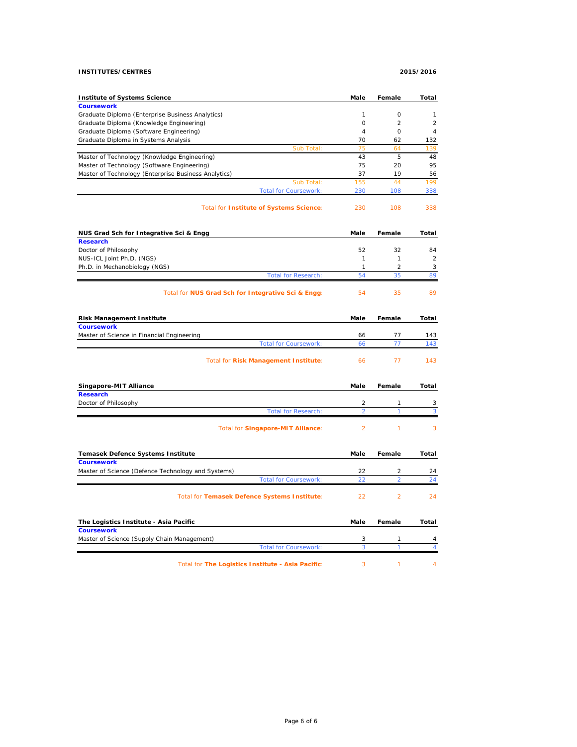**INSTITUTES/CENTRES** **2015/2016**

| Institute of Systems Science | Male | Female | Total |
|---|---|---|---|
| **Coursework** | | | |
| Graduate Diploma (Enterprise Business Analytics) | 1 | 0 | 1 |
| Graduate Diploma (Knowledge Engineering) | 0 | 2 | 2 |
| Graduate Diploma (Software Engineering) | 4 | 0 | 4 |
| Graduate Diploma in Systems Analysis | 70 | 62 | 132 |
| Sub Total: | 75 | 64 | 139 |
| Master of Technology (Knowledge Engineering) | 43 | 5 | 48 |
| Master of Technology (Software Engineering) | 75 | 20 | 95 |
| Master of Technology (Enterprise Business Analytics) | 37 | 19 | 56 |
| Sub Total: | 155 | 44 | 199 |
| Total for Coursework: | 230 | 108 | 338 |
| Total for **Institute of Systems Science**: | 230 | 108 | 338 |

| NUS Grad Sch for Integrative Sci & Engg | Male | Female | Total |
|---|---|---|---|
| **Research** | | | |
| Doctor of Philosophy | 52 | 32 | 84 |
| NUS-ICL Joint Ph.D. (NGS) | 1 | 1 | 2 |
| Ph.D. in Mechanobiology (NGS) | 1 | 2 | 3 |
| Total for Research: | 54 | 35 | 89 |
| Total for **NUS Grad Sch for Integrative Sci & Engg**: | 54 | 35 | 89 |

| Risk Management Institute | Male | Female | Total |
|---|---|---|---|
| **Coursework** | | | |
| Master of Science in Financial Engineering | 66 | 77 | 143 |
| Total for Coursework: | 66 | 77 | 143 |
| Total for **Risk Management Institute**: | 66 | 77 | 143 |

| Singapore-MIT Alliance | Male | Female | Total |
|---|---|---|---|
| **Research** | | | |
| Doctor of Philosophy | 2 | 1 | 3 |
| Total for Research: | 2 | 1 | 3 |
| Total for **Singapore-MIT Alliance**: | 2 | 1 | 3 |

| Temasek Defence Systems Institute | Male | Female | Total |
|---|---|---|---|
| **Coursework** | | | |
| Master of Science (Defence Technology and Systems) | 22 | 2 | 24 |
| Total for Coursework: | 22 | 2 | 24 |
| Total for **Temasek Defence Systems Institute**: | 22 | 2 | 24 |

| The Logistics Institute - Asia Pacific | Male | Female | Total |
|---|---|---|---|
| **Coursework** | | | |
| Master of Science (Supply Chain Management) | 3 | 1 | 4 |
| Total for Coursework: | 3 | 1 | 4 |
| Total for **The Logistics Institute - Asia Pacific**: | 3 | 1 | 4 |